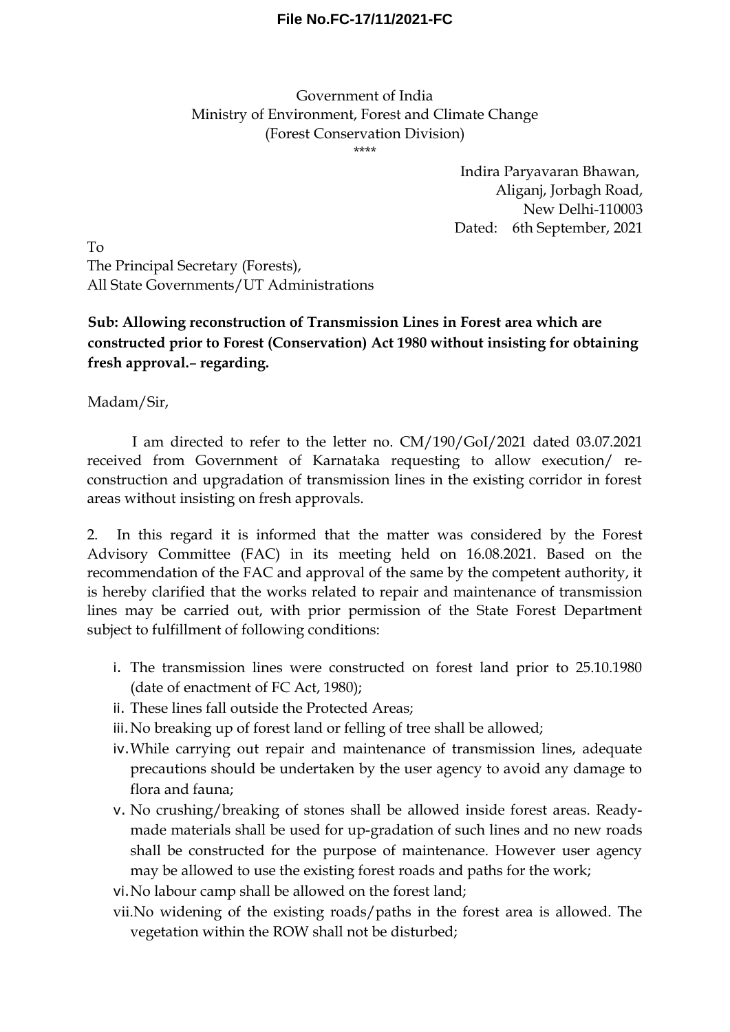**File No.FC-17/11/2021-FC**

Government of India
Ministry of Environment, Forest and Climate Change
(Forest Conservation Division)
\*\*\*\*

Indira Paryavaran Bhawan,
Aliganj, Jorbagh Road,
New Delhi-110003
Dated: 6th September, 2021

To
The Principal Secretary (Forests),
All State Governments/UT Administrations

**Sub: Allowing reconstruction of Transmission Lines in Forest area which are constructed prior to Forest (Conservation) Act 1980 without insisting for obtaining fresh approval.– regarding.**

Madam/Sir,

I am directed to refer to the letter no. CM/190/GoI/2021 dated 03.07.2021 received from Government of Karnataka requesting to allow execution/ re-construction and upgradation of transmission lines in the existing corridor in forest areas without insisting on fresh approvals.

2. In this regard it is informed that the matter was considered by the Forest Advisory Committee (FAC) in its meeting held on 16.08.2021. Based on the recommendation of the FAC and approval of the same by the competent authority, it is hereby clarified that the works related to repair and maintenance of transmission lines may be carried out, with prior permission of the State Forest Department subject to fulfillment of following conditions:

i. The transmission lines were constructed on forest land prior to 25.10.1980 (date of enactment of FC Act, 1980);
ii. These lines fall outside the Protected Areas;
iii. No breaking up of forest land or felling of tree shall be allowed;
iv. While carrying out repair and maintenance of transmission lines, adequate precautions should be undertaken by the user agency to avoid any damage to flora and fauna;
v. No crushing/breaking of stones shall be allowed inside forest areas. Ready-made materials shall be used for up-gradation of such lines and no new roads shall be constructed for the purpose of maintenance. However user agency may be allowed to use the existing forest roads and paths for the work;
vi. No labour camp shall be allowed on the forest land;
vii. No widening of the existing roads/paths in the forest area is allowed. The vegetation within the ROW shall not be disturbed;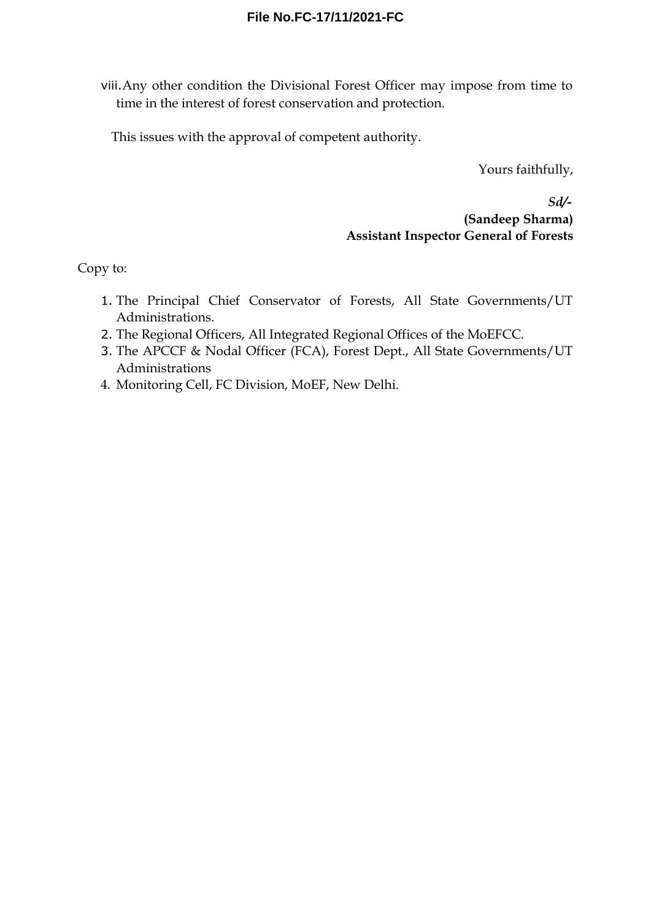viii. Any other condition the Divisional Forest Officer may impose from time to time in the interest of forest conservation and protection.

This issues with the approval of competent authority.

Yours faithfully,

*Sd/-*
**(Sandeep Sharma)**
**Assistant Inspector General of Forests**

Copy to:

1. The Principal Chief Conservator of Forests, All State Governments/UT Administrations.
2. The Regional Officers, All Integrated Regional Offices of the MoEFCC.
3. The APCCF & Nodal Officer (FCA), Forest Dept., All State Governments/UT Administrations
4. Monitoring Cell, FC Division, MoEF, New Delhi.